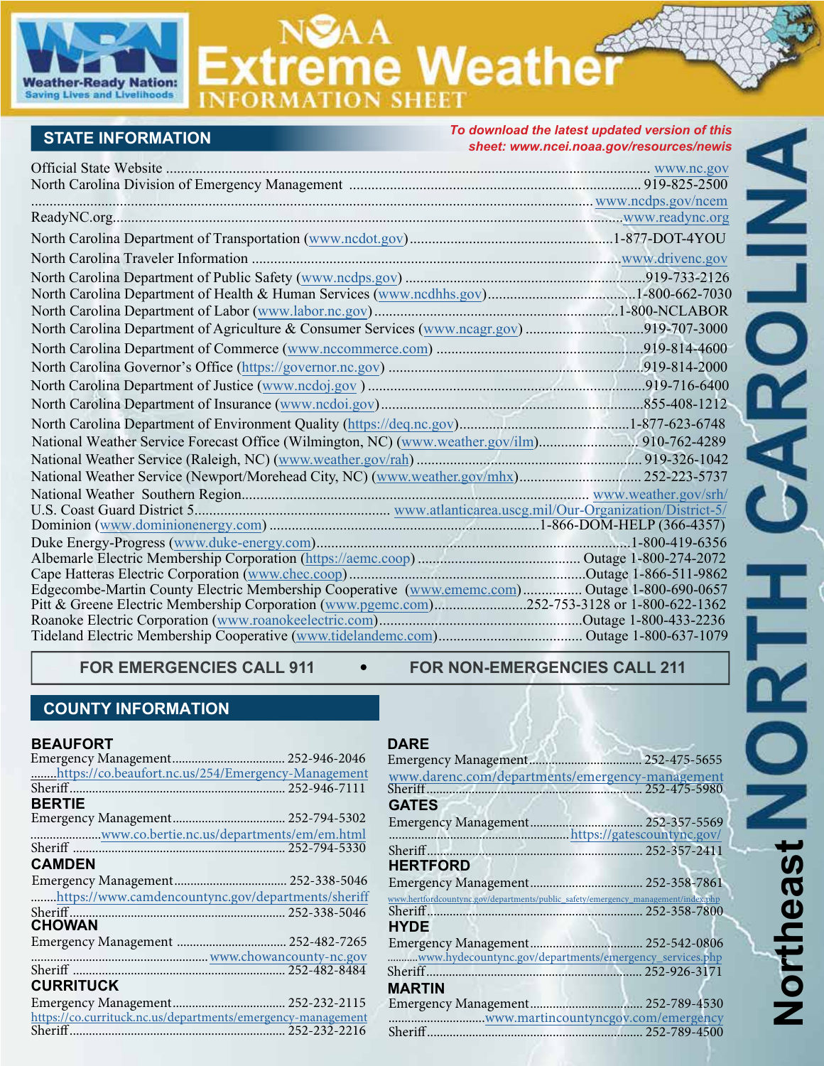# NOAA Extreme Weather Information Sheet

Weather-Ready Nation: Saving Lives and Livelihoods

# NORTH CAROLINA — Northeast

## STATE INFORMATION

*To download the latest updated version of this sheet: www.ncei.noaa.gov/resources/newis*

Official State Website .................. www.nc.gov
North Carolina Division of Emergency Management .................. 919-825-2500
.................. www.ncdps.gov/ncem
ReadyNC.org.................. www.readync.org
North Carolina Department of Transportation (www.ncdot.gov).................. 1-877-DOT-4YOU
North Carolina Traveler Information .................. www.drivenc.gov
North Carolina Department of Public Safety (www.ncdps.gov) .................. 919-733-2126
North Carolina Department of Health & Human Services (www.ncdhhs.gov).................. 1-800-662-7030
North Carolina Department of Labor (www.labor.nc.gov) .................. 1-800-NCLABOR
North Carolina Department of Agriculture & Consumer Services (www.ncagr.gov) .................. 919-707-3000
North Carolina Department of Commerce (www.nccommerce.com) .................. 919-814-4600
North Carolina Governor's Office (https://governor.nc.gov) .................. 919-814-2000
North Carolina Department of Justice (www.ncdoj.gov ) .................. 919-716-6400
North Carolina Department of Insurance (www.ncdoi.gov).................. 855-408-1212
North Carolina Department of Environment Quality (https://deq.nc.gov).................. 1-877-623-6748
National Weather Service Forecast Office (Wilmington, NC) (www.weather.gov/ilm).................. 910-762-4289
National Weather Service (Raleigh, NC) (www.weather.gov/rah) .................. 919-326-1042
National Weather Service (Newport/Morehead City, NC) (www.weather.gov/mhx).................. 252-223-5737
National Weather Southern Region.................. www.weather.gov/srh/
U.S. Coast Guard District 5.................. www.atlanticarea.uscg.mil/Our-Organization/District-5/
Dominion (www.dominionenergy.com) .................. 1-866-DOM-HELP (366-4357)
Duke Energy-Progress (www.duke-energy.com).................. 1-800-419-6356
Albemarle Electric Membership Corporation (https://aemc.coop) .................. Outage 1-800-274-2072
Cape Hatteras Electric Corporation (www.chec.coop).................. Outage 1-866-511-9862
Edgecombe-Martin County Electric Membership Cooperative (www.ememc.com).................. Outage 1-800-690-0657
Pitt & Greene Electric Membership Corporation (www.pgemc.com).................. 252-753-3128 or 1-800-622-1362
Roanoke Electric Corporation (www.roanokeelectric.com).................. Outage 1-800-433-2236
Tideland Electric Membership Cooperative (www.tidelandemc.com).................. Outage 1-800-637-1079

**FOR EMERGENCIES CALL 911 • FOR NON-EMERGENCIES CALL 211**

## COUNTY INFORMATION

### BEAUFORT
Emergency Management.................. 252-946-2046
.........https://co.beaufort.nc.us/254/Emergency-Management
Sheriff.................. 252-946-7111

### BERTIE
Emergency Management.................. 252-794-5302
.................. www.co.bertie.nc.us/departments/em/em.html
Sheriff .................. 252-794-5330

### CAMDEN
Emergency Management.................. 252-338-5046
........https://www.camdencountync.gov/departments/sheriff
Sheriff.................. 252-338-5046

### CHOWAN
Emergency Management .................. 252-482-7265
.................. www.chowancounty-nc.gov
Sheriff .................. 252-482-8484

### CURRITUCK
Emergency Management.................. 252-232-2115
https://co.currituck.nc.us/departments/emergency-management
Sheriff.................. 252-232-2216

### DARE
Emergency Management.................. 252-475-5655
www.darenc.com/departments/emergency-management
Sheriff.................. 252-475-5980

### GATES
Emergency Management.................. 252-357-5569
.................. https://gatescountync.gov/
Sheriff.................. 252-357-2411

### HERTFORD
Emergency Management.................. 252-358-7861
www.hertfordcountync.gov/departments/public_safety/emergency_management/index.php
Sheriff.................. 252-358-7800

### HYDE
Emergency Management.................. 252-542-0806
.........www.hydecountync.gov/departments/emergency_services.php
Sheriff.................. 252-926-3171

### MARTIN
Emergency Management.................. 252-789-4530
.................. www.martincountyncgov.com/emergency
Sheriff.................. 252-789-4500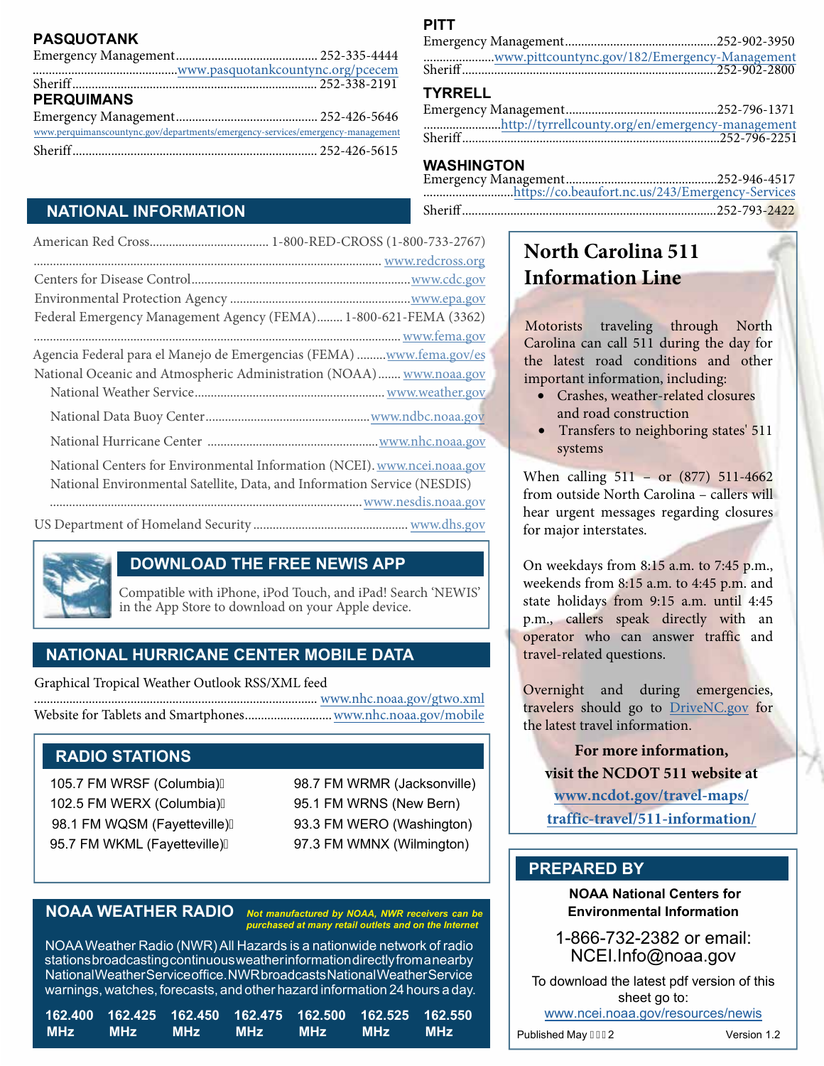## PASQUOTANK

Emergency Management........................................... 252-335-4444

............................................www.pasquotankcountync.org/pcecem

Sheriff........................................................................... 252-338-2191

## PERQUIMANS

Emergency Management........................................... 252-426-5646

www.perquimanscountync.gov/departments/emergency-services/emergency-management

Sheriff........................................................................... 252-426-5615

## PITT

Emergency Management...............................................252-902-3950

......................www.pittcountync.gov/182/Emergency-Management

Sheriff..............................................................................252-902-2800

## TYRRELL

Emergency Management...............................................252-796-1371

........................http://tyrrellcounty.org/en/emergency-management

Sheriff..............................................................................252-796-2251

## WASHINGTON

Emergency Management...............................................252-946-4517

............................https://co.beaufort.nc.us/243/Emergency-Services

Sheriff..............................................................................252-793-2422

## NATIONAL INFORMATION

American Red Cross..................................... 1-800-RED-CROSS (1-800-733-2767)

.............................................................................................. www.redcross.org

Centers for Disease Control.....................................................www.cdc.gov

Environmental Protection Agency .........................................www.epa.gov

Federal Emergency Management Agency (FEMA)........ 1-800-621-FEMA (3362)

.................................................................................................. www.fema.gov

Agencia Federal para el Manejo de Emergencias (FEMA) .........www.fema.gov/es

National Oceanic and Atmospheric Administration (NOAA)....... www.noaa.gov

- National Weather Service.......................................................... www.weather.gov
- National Data Buoy Center...................................................www.ndbc.noaa.gov
- National Hurricane Center .....................................................www.nhc.noaa.gov
- National Centers for Environmental Information (NCEI). www.ncei.noaa.gov
- National Environmental Satellite, Data, and Information Service (NESDIS) .................................................................................... www.nesdis.noaa.gov

US Department of Homeland Security ................................................ www.dhs.gov

## DOWNLOAD THE FREE NEWIS APP

Compatible with iPhone, iPod Touch, and iPad! Search 'NEWIS' in the App Store to download on your Apple device.

## NATIONAL HURRICANE CENTER MOBILE DATA

Graphical Tropical Weather Outlook RSS/XML feed

........................................................................................ www.nhc.noaa.gov/gtwo.xml

Website for Tablets and Smartphones........................... www.nhc.noaa.gov/mobile

## RADIO STATIONS

| | |
|---|---|
| 105.7 FM WRSF (Columbia) | 98.7 FM WRMR (Jacksonville) |
| 102.5 FM WERX (Columbia) | 95.1 FM WRNS (New Bern) |
| 98.1 FM WQSM (Fayetteville) | 93.3 FM WERO (Washington) |
| 95.7 FM WKML (Fayetteville) | 97.3 FM WMNX (Wilmington) |

## NOAA WEATHER RADIO

*Not manufactured by NOAA, NWR receivers can be purchased at many retail outlets and on the Internet*

NOAA Weather Radio (NWR) All Hazards is a nationwide network of radio stations broadcasting continuous weather information directly from a nearby National Weather Service office. NWR broadcasts National Weather Service warnings, watches, forecasts, and other hazard information 24 hours a day.

**162.400 MHz | 162.425 MHz | 162.450 MHz | 162.475 MHz | 162.500 MHz | 162.525 MHz | 162.550 MHz**

## North Carolina 511 Information Line

Motorists traveling through North Carolina can call 511 during the day for the latest road conditions and other important information, including:

- Crashes, weather-related closures and road construction
- Transfers to neighboring states' 511 systems

When calling 511 – or (877) 511-4662 from outside North Carolina – callers will hear urgent messages regarding closures for major interstates.

On weekdays from 8:15 a.m. to 7:45 p.m., weekends from 8:15 a.m. to 4:45 p.m. and state holidays from 9:15 a.m. until 4:45 p.m., callers speak directly with an operator who can answer traffic and travel-related questions.

Overnight and during emergencies, travelers should go to DriveNC.gov for the latest travel information.

**For more information, visit the NCDOT 511 website at www.ncdot.gov/travel-maps/traffic-travel/511-information/**

## PREPARED BY

**NOAA National Centers for Environmental Information**

1-866-732-2382 or email: NCEI.Info@noaa.gov

To download the latest pdf version of this sheet go to: www.ncei.noaa.gov/resources/newis

Published May 2022 Version 1.2